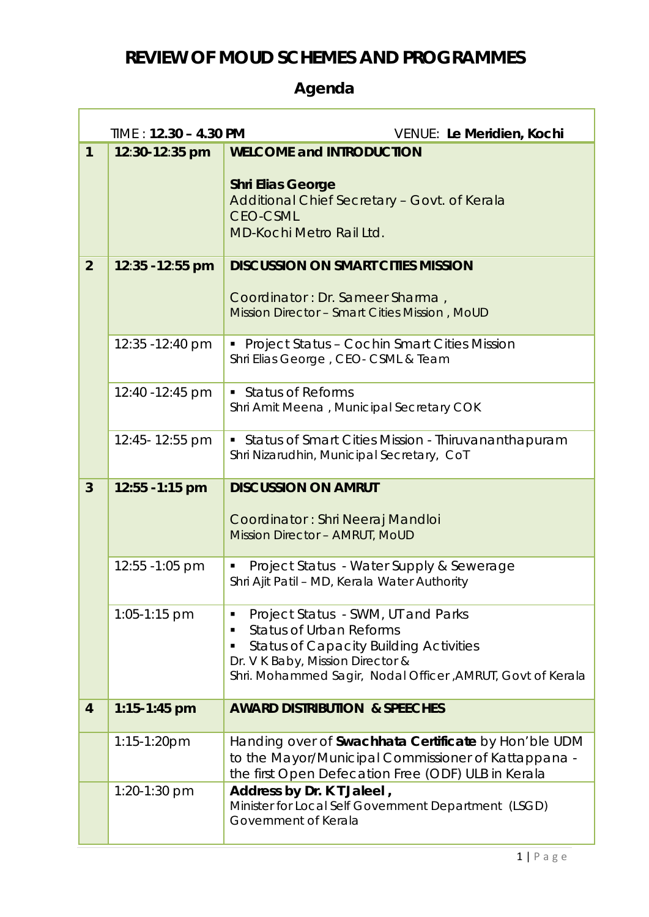# REVIEW OF MOUD SCHEMES AND PROGRAMMES

## Agenda

| TIME : **12.30 – 4.30 PM** | | VENUE: **Le Meridien, Kochi** |
|---|---|---|
| **1** | **12:30-12:35 pm** | **WELCOME and INTRODUCTION**<br><br>**Shri Elias George**<br>Additional Chief Secretary – Govt. of Kerala<br>CEO-CSML<br>MD-Kochi Metro Rail Ltd. |
| **2** | **12:35 -12:55 pm** | **DISCUSSION ON SMART CITIES MISSION**<br><br>Coordinator : Dr. Sameer Sharma ,<br>Mission Director – Smart Cities Mission , MoUD |
| | 12:35 -12:40 pm | ▪ Project Status – Cochin Smart Cities Mission<br>Shri Elias George , CEO- CSML & Team |
| | 12:40 -12:45 pm | ▪ Status of Reforms<br>Shri Amit Meena , Municipal Secretary COK |
| | 12:45- 12:55 pm | ▪ Status of Smart Cities Mission - Thiruvananthapuram<br>Shri Nizarudhin, Municipal Secretary, CoT |
| **3** | **12:55 -1:15 pm** | **DISCUSSION ON AMRUT**<br><br>Coordinator : Shri Neeraj Mandloi<br>Mission Director – AMRUT, MoUD |
| | 12:55 -1:05 pm | ▪ Project Status - Water Supply & Sewerage<br>Shri Ajit Patil – MD, Kerala Water Authority |
| | 1:05-1:15 pm | ▪ Project Status - SWM, UT and Parks<br>▪ Status of Urban Reforms<br>▪ Status of Capacity Building Activities<br>Dr. V K Baby, Mission Director &<br>Shri. Mohammed Sagir, Nodal Officer ,AMRUT, Govt of Kerala |
| **4** | **1:15-1:45 pm** | **AWARD DISTRIBUTION & SPEECHES** |
| | 1:15-1:20pm | Handing over of **Swachhata Certificate** by Hon'ble UDM to the Mayor/Municipal Commissioner of Kattappana - the first Open Defecation Free (ODF) ULB in Kerala |
| | 1:20-1:30 pm | **Address by Dr. K T Jaleel ,**<br>Minister for Local Self Government Department (LSGD)<br>Government of Kerala |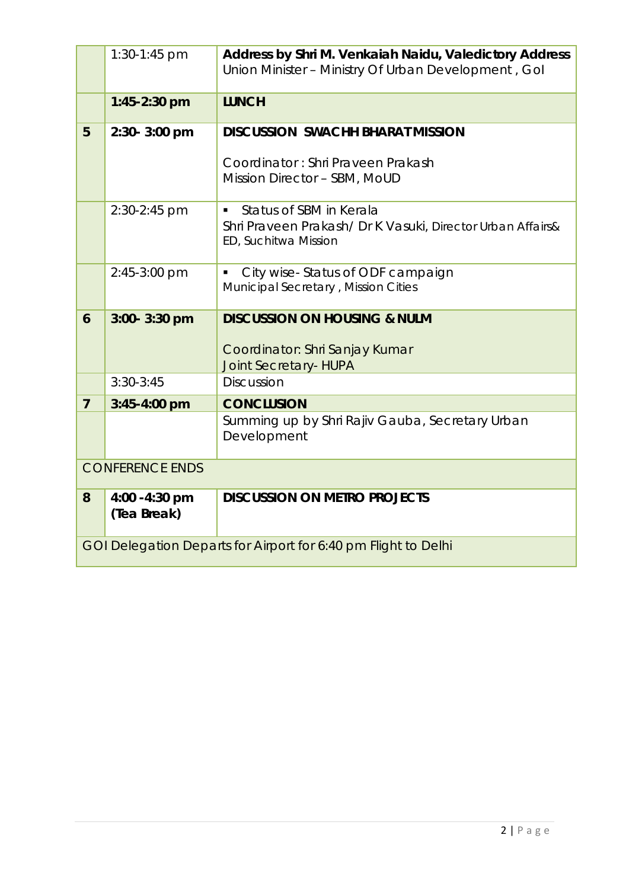| | | |
|---|---|---|
| | 1:30-1:45 pm | **Address by Shri M. Venkaiah Naidu, Valedictory Address**<br>Union Minister – Ministry Of Urban Development , GoI |
| | **1:45-2:30 pm** | **LUNCH** |
| **5** | **2:30- 3:00 pm** | **DISCUSSION SWACHH BHARAT MISSION**<br><br>Coordinator : Shri Praveen Prakash<br>Mission Director – SBM, MoUD |
| | 2:30-2:45 pm | ▪ Status of SBM in Kerala<br>Shri Praveen Prakash/ Dr K Vasuki, Director Urban Affairs& ED, Suchitwa Mission |
| | 2:45-3:00 pm | ▪ City wise- Status of ODF campaign<br>Municipal Secretary , Mission Cities |
| **6** | **3:00- 3:30 pm** | **DISCUSSION ON HOUSING & NULM**<br><br>Coordinator: Shri Sanjay Kumar<br>Joint Secretary- HUPA |
| | 3:30-3:45 | Discussion |
| **7** | **3:45-4:00 pm** | **CONCLUSION** |
| | | Summing up by Shri Rajiv Gauba, Secretary Urban Development |
| CONFERENCE ENDS | | |
| **8** | **4:00 -4:30 pm (Tea Break)** | **DISCUSSION ON METRO PROJECTS** |
| GOI Delegation Departs for Airport for 6:40 pm Flight to Delhi | | |